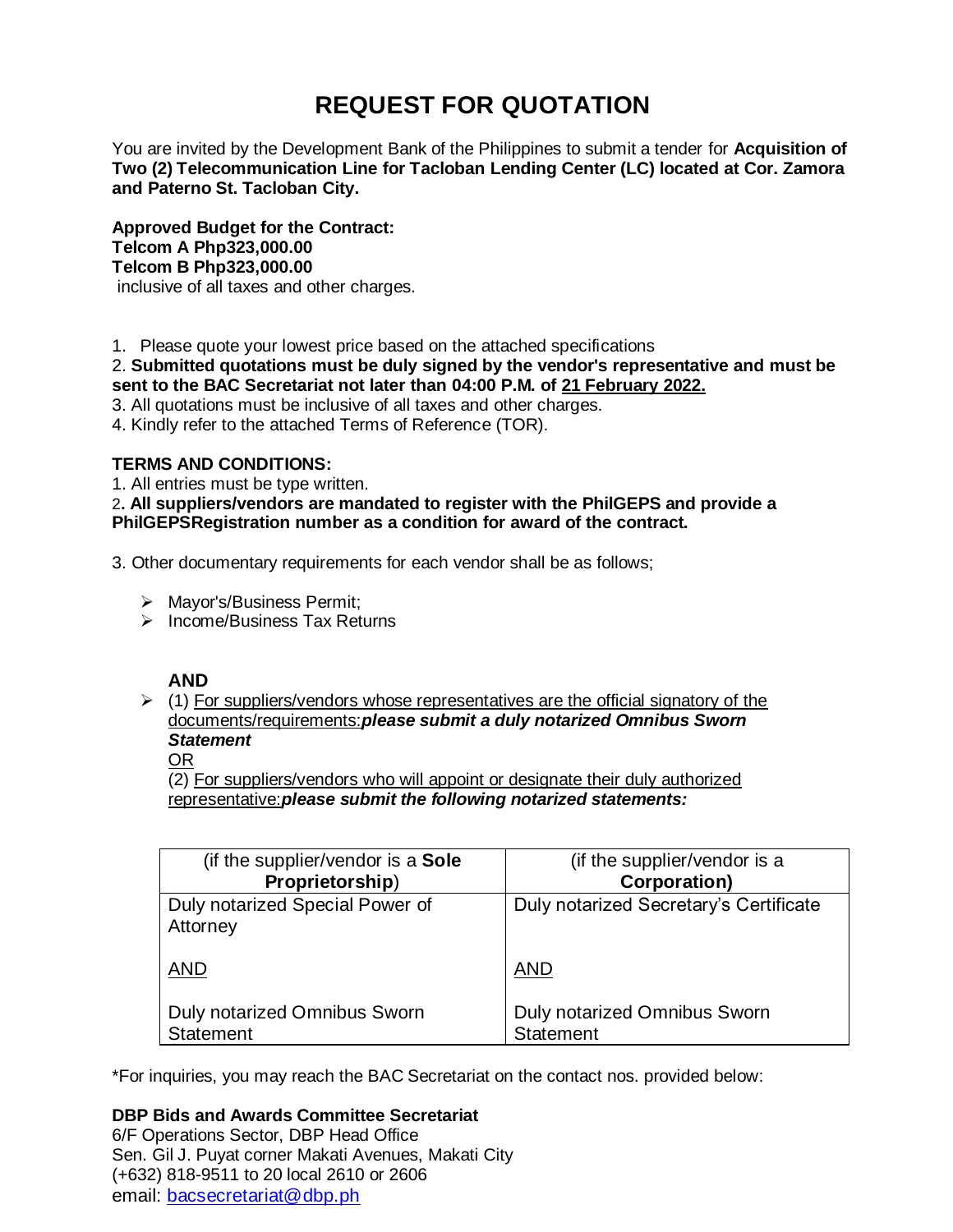# REQUEST FOR QUOTATION

You are invited by the Development Bank of the Philippines to submit a tender for **Acquisition of Two (2) Telecommunication Line for Tacloban Lending Center (LC) located at Cor. Zamora and Paterno St. Tacloban City.**

**Approved Budget for the Contract:**
**Telcom A Php323,000.00**
**Telcom B Php323,000.00**
inclusive of all taxes and other charges.

1. Please quote your lowest price based on the attached specifications
2. **Submitted quotations must be duly signed by the vendor's representative and must be sent to the BAC Secretariat not later than 04:00 P.M. of <u>21 February 2022.</u>**
3. All quotations must be inclusive of all taxes and other charges.
4. Kindly refer to the attached Terms of Reference (TOR).

**TERMS AND CONDITIONS:**

1. All entries must be type written.
2. **All suppliers/vendors are mandated to register with the PhilGEPS and provide a PhilGEPSRegistration number as a condition for award of the contract.**
3. Other documentary requirements for each vendor shall be as follows;

- Mayor's/Business Permit;
- Income/Business Tax Returns

**AND**

- (1) <u>For suppliers/vendors whose representatives are the official signatory of the documents/requirements:</u>***please submit a duly notarized Omnibus Sworn Statement***
  <u>OR</u>
  (2) <u>For suppliers/vendors who will appoint or designate their duly authorized representative:</u>***please submit the following notarized statements:***

| (if the supplier/vendor is a **Sole Proprietorship**) | (if the supplier/vendor is a **Corporation)** |
|---|---|
| Duly notarized Special Power of Attorney<br><br><u>AND</u><br><br>Duly notarized Omnibus Sworn Statement | Duly notarized Secretary's Certificate<br><br><u>AND</u><br><br>Duly notarized Omnibus Sworn Statement |

*For inquiries, you may reach the BAC Secretariat on the contact nos. provided below:

**DBP Bids and Awards Committee Secretariat**
6/F Operations Sector, DBP Head Office
Sen. Gil J. Puyat corner Makati Avenues, Makati City
(+632) 818-9511 to 20 local 2610 or 2606
email: bacsecretariat@dbp.ph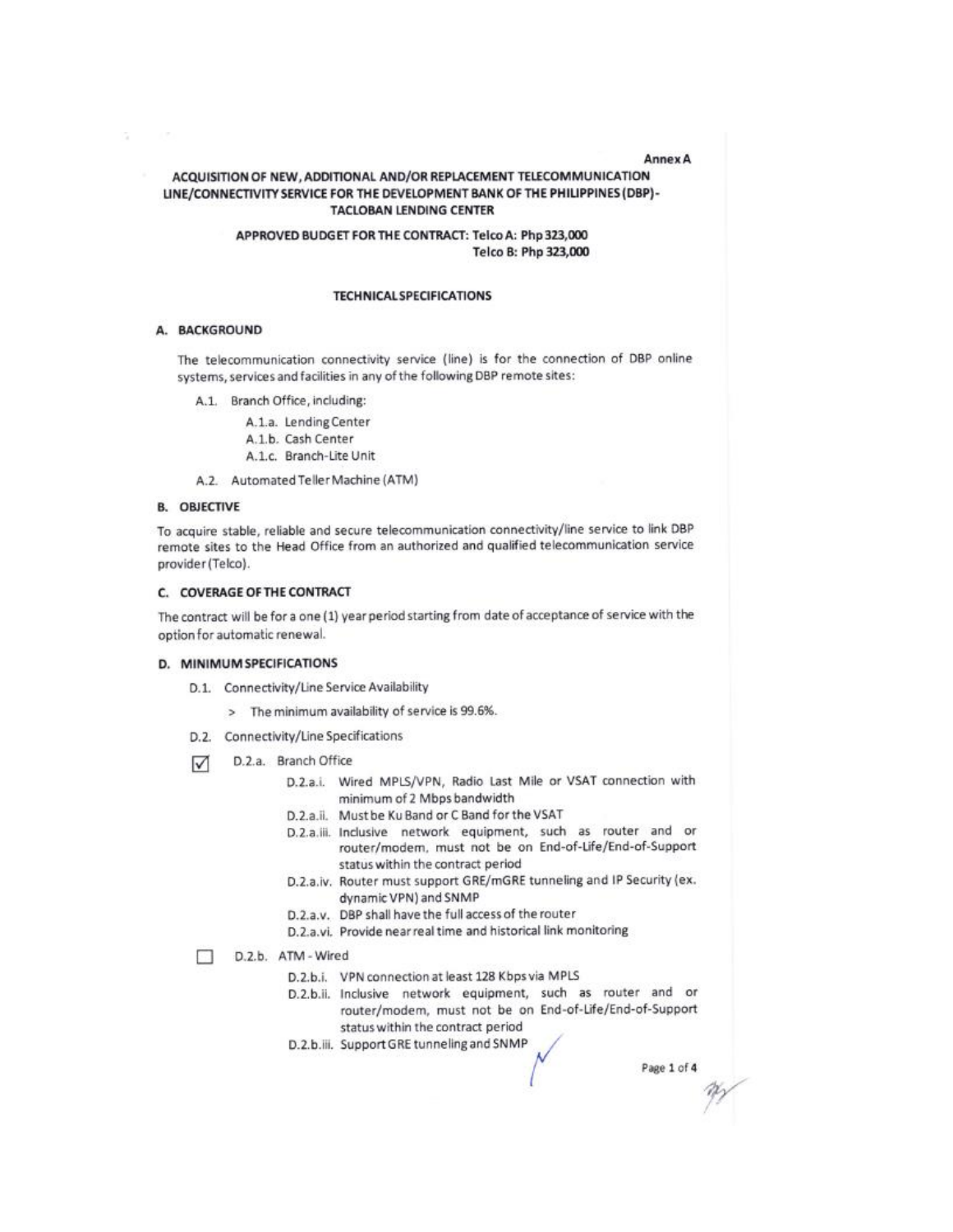Annex A

# ACQUISITION OF NEW, ADDITIONAL AND/OR REPLACEMENT TELECOMMUNICATION LINE/CONNECTIVITY SERVICE FOR THE DEVELOPMENT BANK OF THE PHILIPPINES (DBP)-TACLOBAN LENDING CENTER

**APPROVED BUDGET FOR THE CONTRACT: Telco A: Php 323,000**
**Telco B: Php 323,000**

## TECHNICAL SPECIFICATIONS

### A. BACKGROUND

The telecommunication connectivity service (line) is for the connection of DBP online systems, services and facilities in any of the following DBP remote sites:

- A.1. Branch Office, including:
  - A.1.a. Lending Center
  - A.1.b. Cash Center
  - A.1.c. Branch-Lite Unit
- A.2. Automated Teller Machine (ATM)

### B. OBJECTIVE

To acquire stable, reliable and secure telecommunication connectivity/line service to link DBP remote sites to the Head Office from an authorized and qualified telecommunication service provider (Telco).

### C. COVERAGE OF THE CONTRACT

The contract will be for a one (1) year period starting from date of acceptance of service with the option for automatic renewal.

### D. MINIMUM SPECIFICATIONS

- D.1. Connectivity/Line Service Availability
  - > The minimum availability of service is 99.6%.
- D.2. Connectivity/Line Specifications

☑ D.2.a. Branch Office

- D.2.a.i. Wired MPLS/VPN, Radio Last Mile or VSAT connection with minimum of 2 Mbps bandwidth
- D.2.a.ii. Must be Ku Band or C Band for the VSAT
- D.2.a.iii. Inclusive network equipment, such as router and or router/modem, must not be on End-of-Life/End-of-Support status within the contract period
- D.2.a.iv. Router must support GRE/mGRE tunneling and IP Security (ex. dynamic VPN) and SNMP
- D.2.a.v. DBP shall have the full access of the router
- D.2.a.vi. Provide near real time and historical link monitoring

☐ D.2.b. ATM - Wired

- D.2.b.i. VPN connection at least 128 Kbps via MPLS
- D.2.b.ii. Inclusive network equipment, such as router and or router/modem, must not be on End-of-Life/End-of-Support status within the contract period
- D.2.b.iii. Support GRE tunneling and SNMP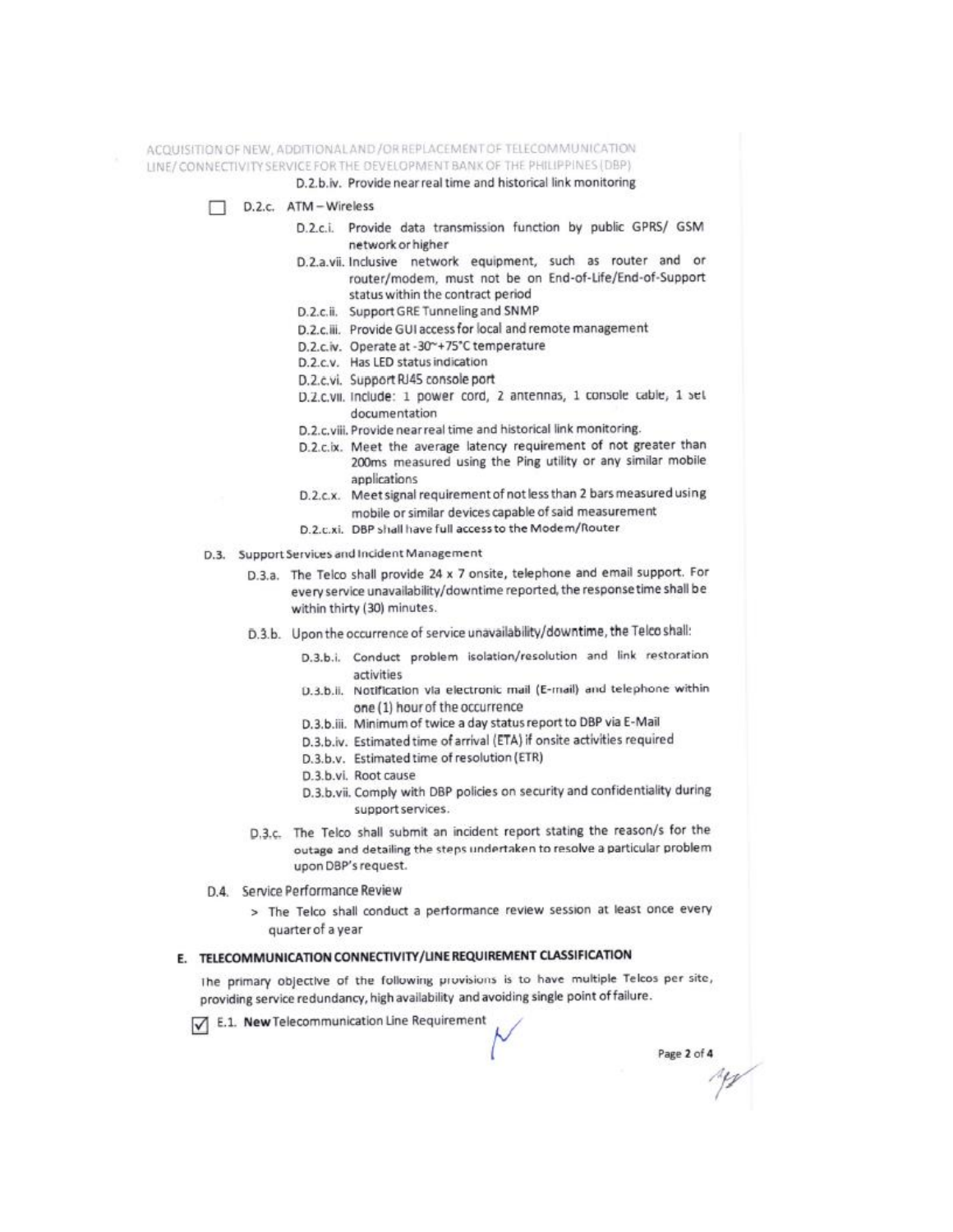D.2.b.iv. Provide near real time and historical link monitoring

☐ D.2.c. ATM – Wireless

- D.2.c.i. Provide data transmission function by public GPRS/ GSM network or higher
- D.2.a.vii. Inclusive network equipment, such as router and or router/modem, must not be on End-of-Life/End-of-Support status within the contract period
- D.2.c.ii. Support GRE Tunneling and SNMP
- D.2.c.iii. Provide GUI access for local and remote management
- D.2.c.iv. Operate at -30~+75°C temperature
- D.2.c.v. Has LED status indication
- D.2.c.vi. Support RJ45 console port
- D.2.c.vii. Include: 1 power cord, 2 antennas, 1 console cable, 1 set documentation
- D.2.c.viii. Provide near real time and historical link monitoring.
- D.2.c.ix. Meet the average latency requirement of not greater than 200ms measured using the Ping utility or any similar mobile applications
- D.2.c.x. Meet signal requirement of not less than 2 bars measured using mobile or similar devices capable of said measurement
- D.2.c.xi. DBP shall have full access to the Modem/Router

D.3. Support Services and Incident Management

- D.3.a. The Telco shall provide 24 x 7 onsite, telephone and email support. For every service unavailability/downtime reported, the response time shall be within thirty (30) minutes.
- D.3.b. Upon the occurrence of service unavailability/downtime, the Telco shall:
  - D.3.b.i. Conduct problem isolation/resolution and link restoration activities
  - D.3.b.ii. Notification via electronic mail (E-mail) and telephone within one (1) hour of the occurrence
  - D.3.b.iii. Minimum of twice a day status report to DBP via E-Mail
  - D.3.b.iv. Estimated time of arrival (ETA) if onsite activities required
  - D.3.b.v. Estimated time of resolution (ETR)
  - D.3.b.vi. Root cause
  - D.3.b.vii. Comply with DBP policies on security and confidentiality during support services.
- D.3.c. The Telco shall submit an incident report stating the reason/s for the outage and detailing the steps undertaken to resolve a particular problem upon DBP's request.

D.4. Service Performance Review

> The Telco shall conduct a performance review session at least once every quarter of a year

## E. TELECOMMUNICATION CONNECTIVITY/LINE REQUIREMENT CLASSIFICATION

The primary objective of the following provisions is to have multiple Telcos per site, providing service redundancy, high availability and avoiding single point of failure.

☑ E.1. **New** Telecommunication Line Requirement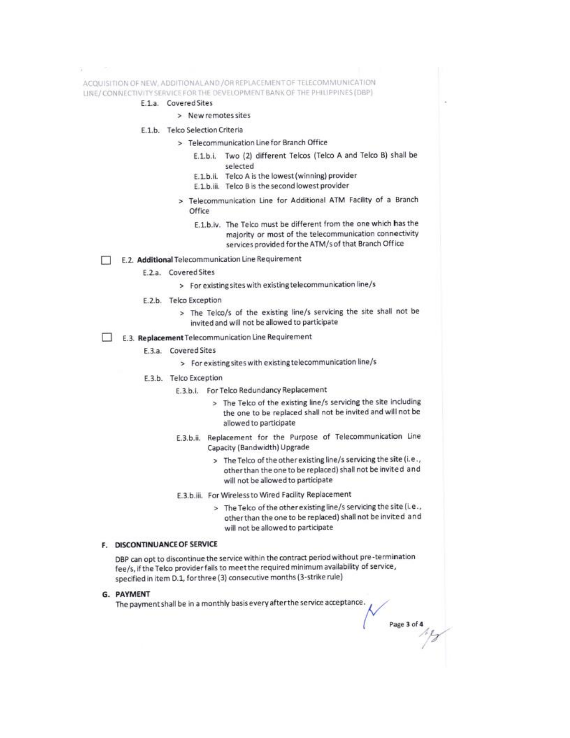E.1.a. Covered Sites

> New remotes sites

E.1.b. Telco Selection Criteria

> Telecommunication Line for Branch Office

E.1.b.i. Two (2) different Telcos (Telco A and Telco B) shall be selected

E.1.b.ii. Telco A is the lowest (winning) provider

E.1.b.iii. Telco B is the second lowest provider

> Telecommunication Line for Additional ATM Facility of a Branch Office

E.1.b.iv. The Telco must be different from the one which has the majority or most of the telecommunication connectivity services provided for the ATM/s of that Branch Office

☐ E.2. **Additional** Telecommunication Line Requirement

E.2.a. Covered Sites

> For existing sites with existing telecommunication line/s

E.2.b. Telco Exception

> The Telco/s of the existing line/s servicing the site shall not be invited and will not be allowed to participate

☐ E.3. **Replacement** Telecommunication Line Requirement

E.3.a. Covered Sites

> For existing sites with existing telecommunication line/s

E.3.b. Telco Exception

E.3.b.i. For Telco Redundancy Replacement

> The Telco of the existing line/s servicing the site including the one to be replaced shall not be invited and will not be allowed to participate

E.3.b.ii. Replacement for the Purpose of Telecommunication Line Capacity (Bandwidth) Upgrade

> The Telco of the other existing line/s servicing the site (i.e., other than the one to be replaced) shall not be invited and will not be allowed to participate

E.3.b.iii. For Wireless to Wired Facility Replacement

> The Telco of the other existing line/s servicing the site (i.e., other than the one to be replaced) shall not be invited and will not be allowed to participate

## F. DISCONTINUANCE OF SERVICE

DBP can opt to discontinue the service within the contract period without pre-termination fee/s, if the Telco provider fails to meet the required minimum availability of service, specified in item D.1, for three (3) consecutive months (3-strike rule)

## G. PAYMENT

The payment shall be in a monthly basis every after the service acceptance.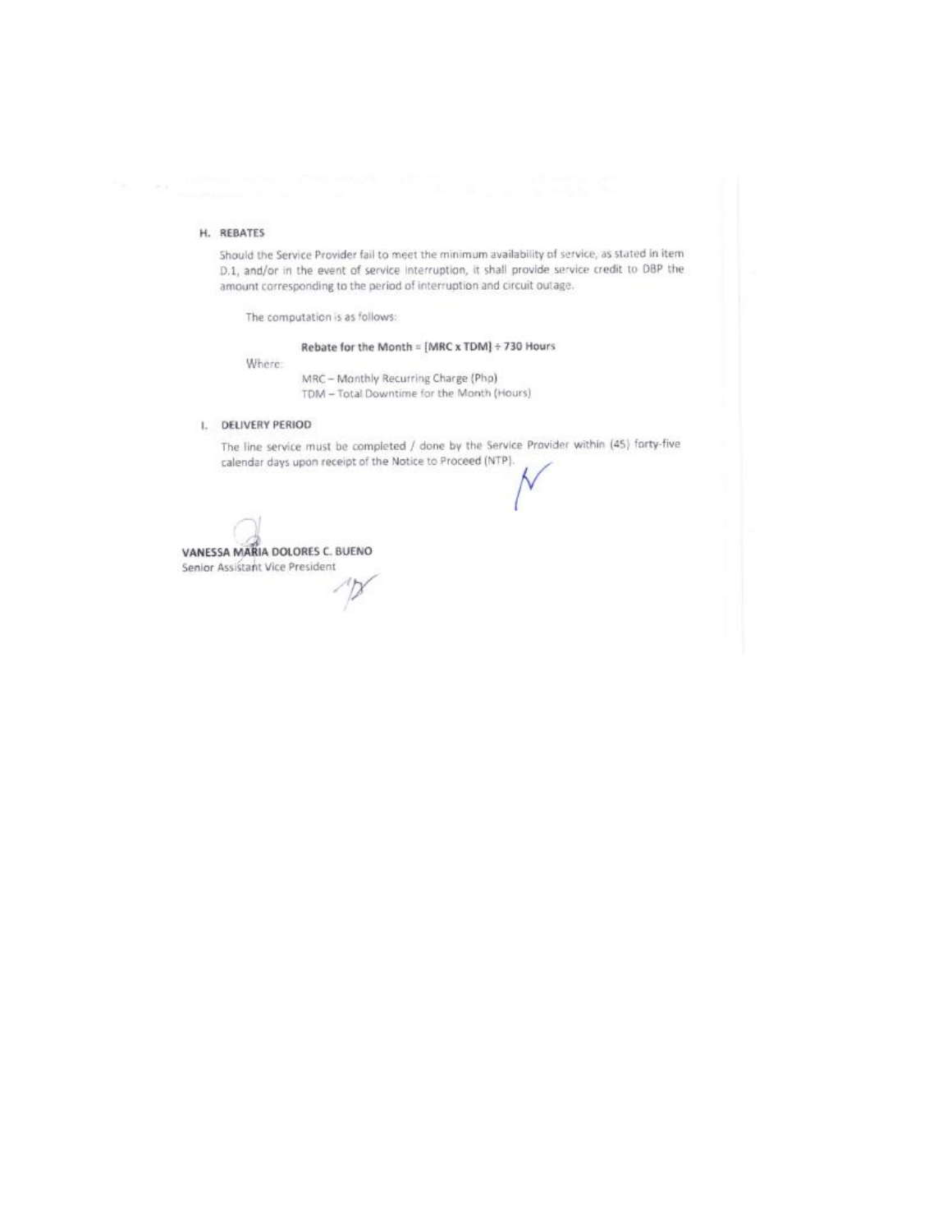### H. REBATES

Should the Service Provider fail to meet the minimum availability of service, as stated in item D.1, and/or in the event of service interruption, it shall provide service credit to DBP the amount corresponding to the period of interruption and circuit outage.

The computation is as follows:

**Rebate for the Month = [MRC x TDM] ÷ 730 Hours**

Where:

MRC – Monthly Recurring Charge (Php)
TDM – Total Downtime for the Month (Hours)

### I. DELIVERY PERIOD

The line service must be completed / done by the Service Provider within (45) forty-five calendar days upon receipt of the Notice to Proceed (NTP).

**VANESSA MARIA DOLORES C. BUENO**
Senior Assistant Vice President